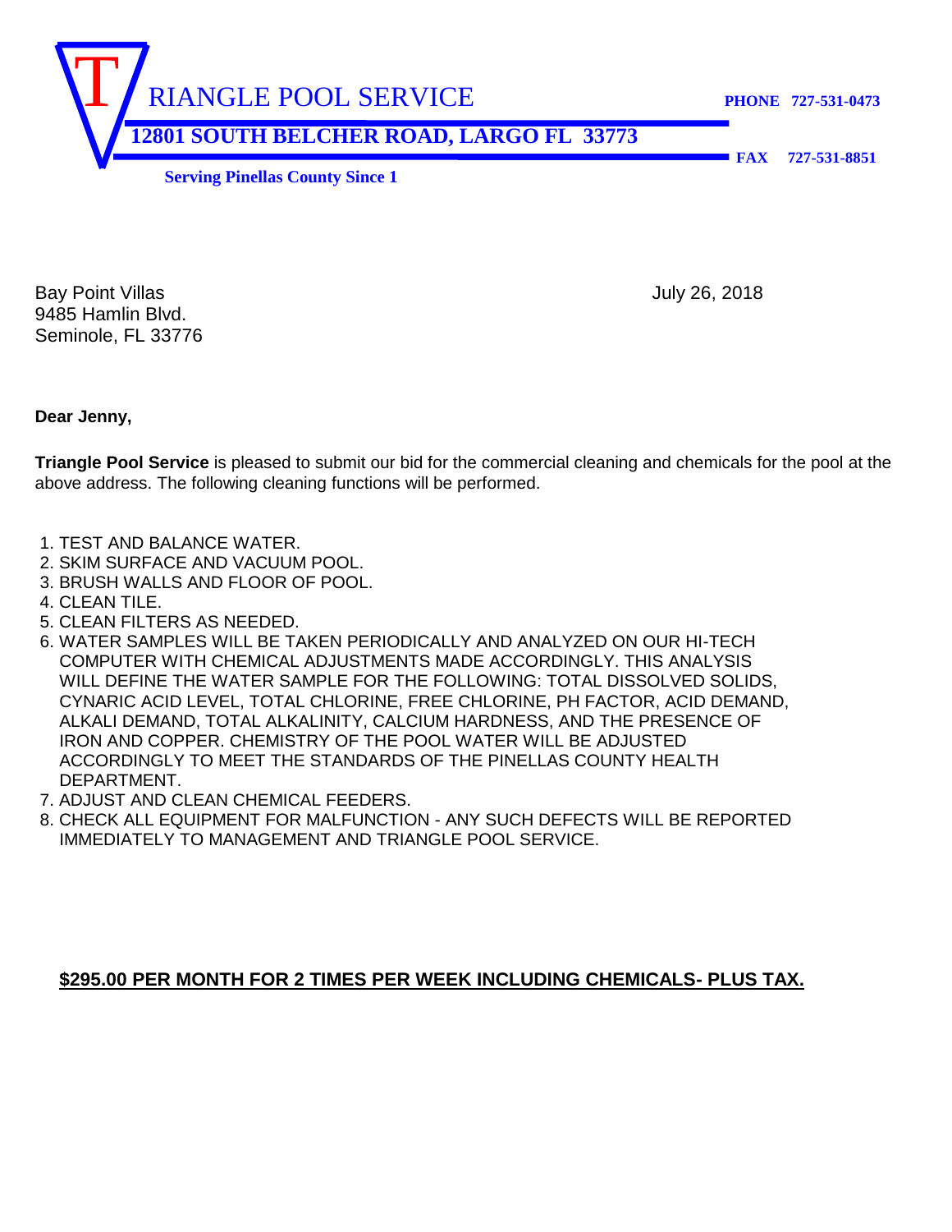# TRIANGLE POOL SERVICE

**12801 SOUTH BELCHER ROAD, LARGO FL 33773**

**PHONE 727-531-0473**

**FAX 727-531-8851**

**Serving Pinellas County Since 1**

Bay Point Villas
9485 Hamlin Blvd.
Seminole, FL 33776

July 26, 2018

**Dear Jenny,**

**Triangle Pool Service** is pleased to submit our bid for the commercial cleaning and chemicals for the pool at the above address. The following cleaning functions will be performed.

1. TEST AND BALANCE WATER.
2. SKIM SURFACE AND VACUUM POOL.
3. BRUSH WALLS AND FLOOR OF POOL.
4. CLEAN TILE.
5. CLEAN FILTERS AS NEEDED.
6. WATER SAMPLES WILL BE TAKEN PERIODICALLY AND ANALYZED ON OUR HI-TECH COMPUTER WITH CHEMICAL ADJUSTMENTS MADE ACCORDINGLY. THIS ANALYSIS WILL DEFINE THE WATER SAMPLE FOR THE FOLLOWING: TOTAL DISSOLVED SOLIDS, CYNARIC ACID LEVEL, TOTAL CHLORINE, FREE CHLORINE, PH FACTOR, ACID DEMAND, ALKALI DEMAND, TOTAL ALKALINITY, CALCIUM HARDNESS, AND THE PRESENCE OF IRON AND COPPER. CHEMISTRY OF THE POOL WATER WILL BE ADJUSTED ACCORDINGLY TO MEET THE STANDARDS OF THE PINELLAS COUNTY HEALTH DEPARTMENT.
7. ADJUST AND CLEAN CHEMICAL FEEDERS.
8. CHECK ALL EQUIPMENT FOR MALFUNCTION - ANY SUCH DEFECTS WILL BE REPORTED IMMEDIATELY TO MANAGEMENT AND TRIANGLE POOL SERVICE.

**$295.00 PER MONTH FOR 2 TIMES PER WEEK INCLUDING CHEMICALS- PLUS TAX.**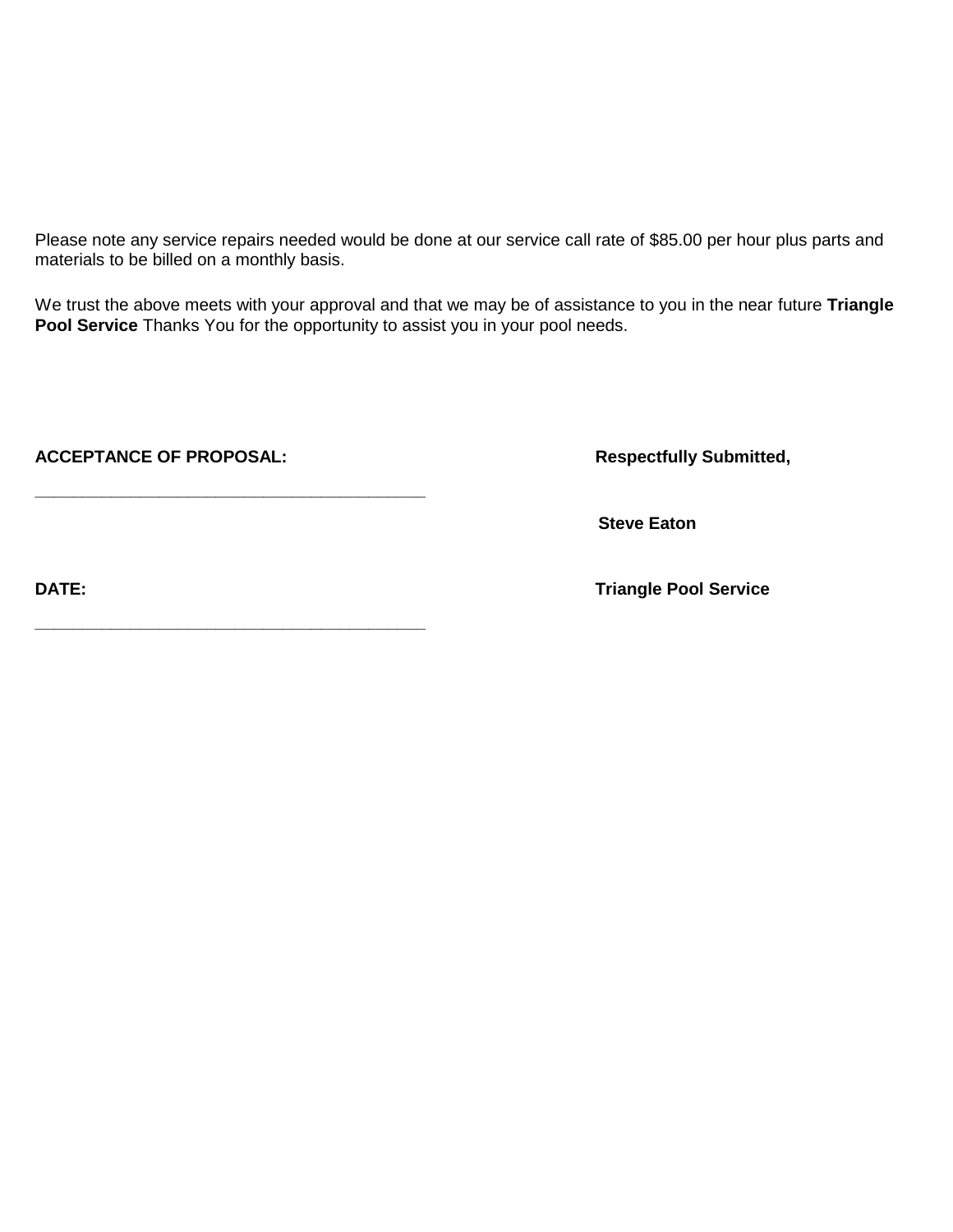Please note any service repairs needed would be done at our service call rate of $85.00 per hour plus parts and materials to be billed on a monthly basis.

We trust the above meets with your approval and that we may be of assistance to you in the near future **Triangle Pool Service** Thanks You for the opportunity to assist you in your pool needs.

**ACCEPTANCE OF PROPOSAL:**

_______________________________________________

**DATE:**

_______________________________________________

**Respectfully Submitted,**

**Steve Eaton**

**Triangle Pool Service**